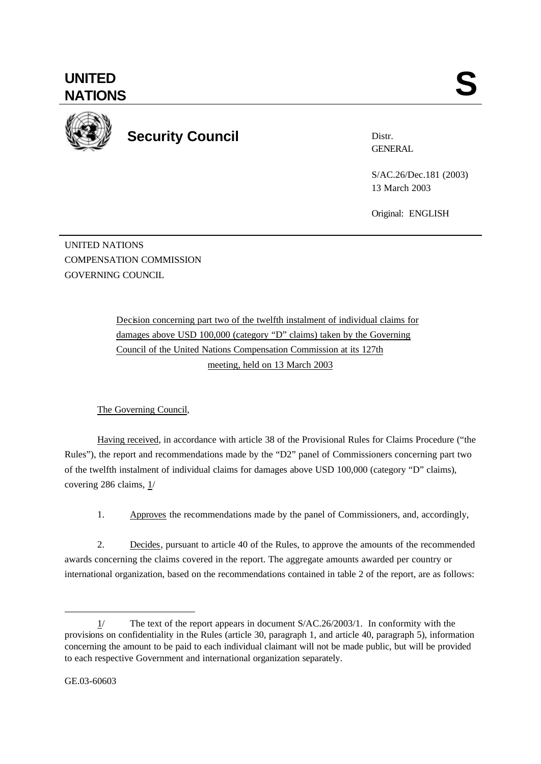# UNITED NATIONS

**S**

## Security Council

Distr.
GENERAL

S/AC.26/Dec.181 (2003)
13 March 2003

Original: ENGLISH

UNITED NATIONS
COMPENSATION COMMISSION
GOVERNING COUNCIL

Decision concerning part two of the twelfth instalment of individual claims for damages above USD 100,000 (category "D" claims) taken by the Governing Council of the United Nations Compensation Commission at its 127th meeting, held on 13 March 2003

The Governing Council,

Having received, in accordance with article 38 of the Provisional Rules for Claims Procedure ("the Rules"), the report and recommendations made by the "D2" panel of Commissioners concerning part two of the twelfth instalment of individual claims for damages above USD 100,000 (category "D" claims), covering 286 claims, 1/

1. Approves the recommendations made by the panel of Commissioners, and, accordingly,

2. Decides, pursuant to article 40 of the Rules, to approve the amounts of the recommended awards concerning the claims covered in the report. The aggregate amounts awarded per country or international organization, based on the recommendations contained in table 2 of the report, are as follows:

---

1/ The text of the report appears in document S/AC.26/2003/1. In conformity with the provisions on confidentiality in the Rules (article 30, paragraph 1, and article 40, paragraph 5), information concerning the amount to be paid to each individual claimant will not be made public, but will be provided to each respective Government and international organization separately.

GE.03-60603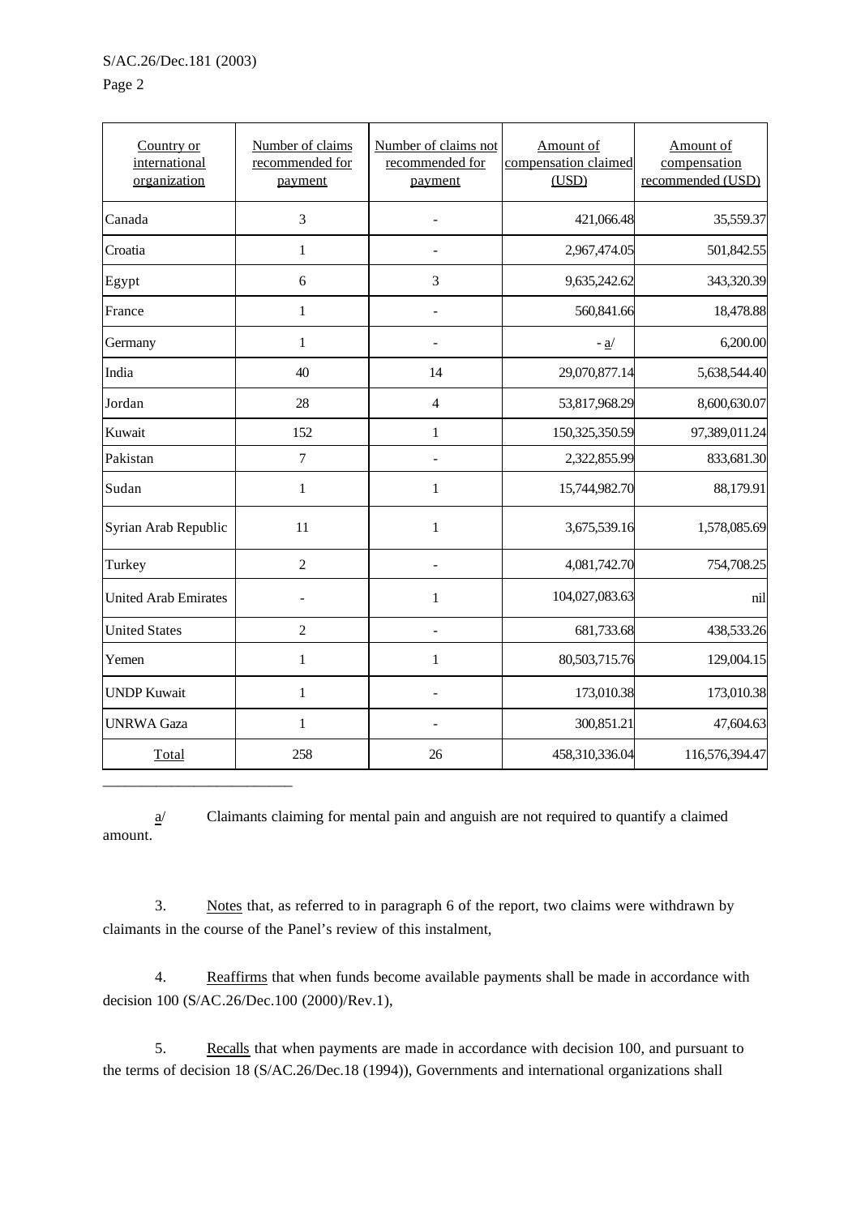| Country or international organization | Number of claims recommended for payment | Number of claims not recommended for payment | Amount of compensation claimed (USD) | Amount of compensation recommended (USD) |
|---|---|---|---|---|
| Canada | 3 | - | 421,066.48 | 35,559.37 |
| Croatia | 1 | - | 2,967,474.05 | 501,842.55 |
| Egypt | 6 | 3 | 9,635,242.62 | 343,320.39 |
| France | 1 | - | 560,841.66 | 18,478.88 |
| Germany | 1 | - | - a/ | 6,200.00 |
| India | 40 | 14 | 29,070,877.14 | 5,638,544.40 |
| Jordan | 28 | 4 | 53,817,968.29 | 8,600,630.07 |
| Kuwait | 152 | 1 | 150,325,350.59 | 97,389,011.24 |
| Pakistan | 7 | - | 2,322,855.99 | 833,681.30 |
| Sudan | 1 | 1 | 15,744,982.70 | 88,179.91 |
| Syrian Arab Republic | 11 | 1 | 3,675,539.16 | 1,578,085.69 |
| Turkey | 2 | - | 4,081,742.70 | 754,708.25 |
| United Arab Emirates | - | 1 | 104,027,083.63 | nil |
| United States | 2 | - | 681,733.68 | 438,533.26 |
| Yemen | 1 | 1 | 80,503,715.76 | 129,004.15 |
| UNDP Kuwait | 1 | - | 173,010.38 | 173,010.38 |
| UNRWA Gaza | 1 | - | 300,851.21 | 47,604.63 |
| Total | 258 | 26 | 458,310,336.04 | 116,576,394.47 |

---

a/ Claimants claiming for mental pain and anguish are not required to quantify a claimed amount.

3. Notes that, as referred to in paragraph 6 of the report, two claims were withdrawn by claimants in the course of the Panel's review of this instalment,

4. Reaffirms that when funds become available payments shall be made in accordance with decision 100 (S/AC.26/Dec.100 (2000)/Rev.1),

5. Recalls that when payments are made in accordance with decision 100, and pursuant to the terms of decision 18 (S/AC.26/Dec.18 (1994)), Governments and international organizations shall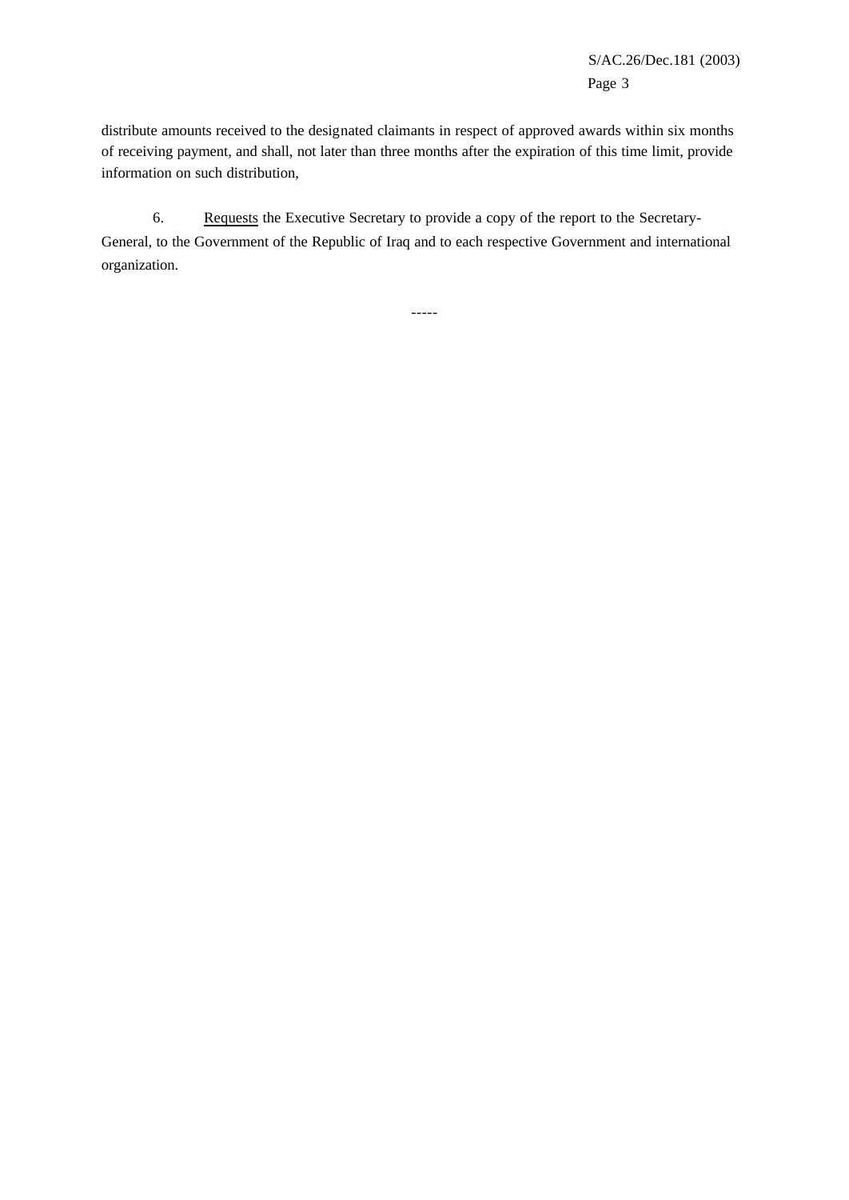distribute amounts received to the designated claimants in respect of approved awards within six months of receiving payment, and shall, not later than three months after the expiration of this time limit, provide information on such distribution,

6. Requests the Executive Secretary to provide a copy of the report to the Secretary-General, to the Government of the Republic of Iraq and to each respective Government and international organization.

-----